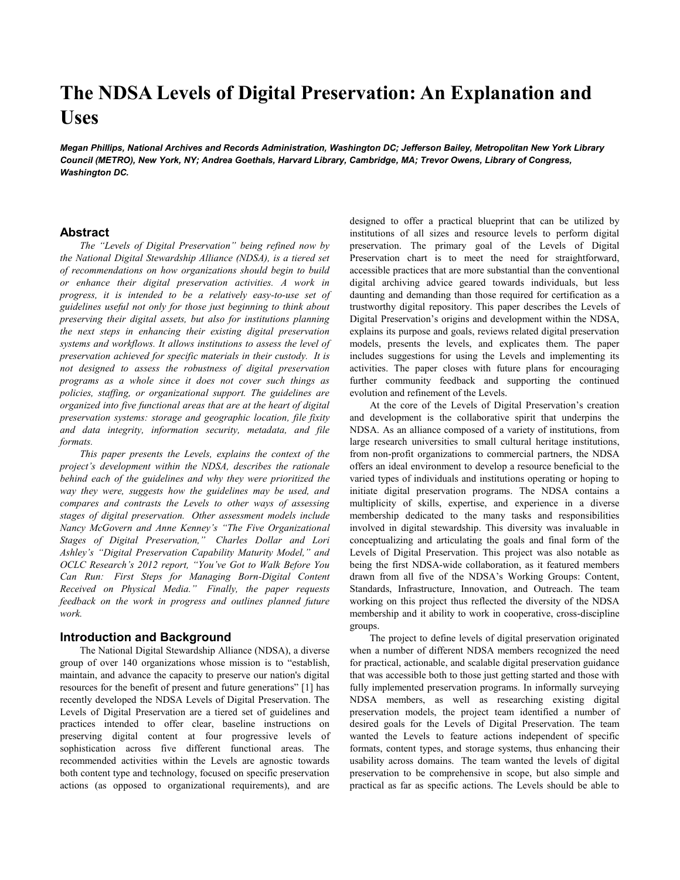# The NDSA Levels of Digital Preservation: An Explanation and Uses

***Megan Phillips, National Archives and Records Administration, Washington DC; Jefferson Bailey, Metropolitan New York Library Council (METRO), New York, NY; Andrea Goethals, Harvard Library, Cambridge, MA; Trevor Owens, Library of Congress, Washington DC.***

## Abstract

*The "Levels of Digital Preservation" being refined now by the National Digital Stewardship Alliance (NDSA), is a tiered set of recommendations on how organizations should begin to build or enhance their digital preservation activities. A work in progress, it is intended to be a relatively easy-to-use set of guidelines useful not only for those just beginning to think about preserving their digital assets, but also for institutions planning the next steps in enhancing their existing digital preservation systems and workflows. It allows institutions to assess the level of preservation achieved for specific materials in their custody. It is not designed to assess the robustness of digital preservation programs as a whole since it does not cover such things as policies, staffing, or organizational support. The guidelines are organized into five functional areas that are at the heart of digital preservation systems: storage and geographic location, file fixity and data integrity, information security, metadata, and file formats.*

*This paper presents the Levels, explains the context of the project's development within the NDSA, describes the rationale behind each of the guidelines and why they were prioritized the way they were, suggests how the guidelines may be used, and compares and contrasts the Levels to other ways of assessing stages of digital preservation. Other assessment models include Nancy McGovern and Anne Kenney's "The Five Organizational Stages of Digital Preservation," Charles Dollar and Lori Ashley's "Digital Preservation Capability Maturity Model," and OCLC Research's 2012 report, "You've Got to Walk Before You Can Run: First Steps for Managing Born-Digital Content Received on Physical Media." Finally, the paper requests feedback on the work in progress and outlines planned future work.*

## Introduction and Background

The National Digital Stewardship Alliance (NDSA), a diverse group of over 140 organizations whose mission is to "establish, maintain, and advance the capacity to preserve our nation's digital resources for the benefit of present and future generations" [1] has recently developed the NDSA Levels of Digital Preservation. The Levels of Digital Preservation are a tiered set of guidelines and practices intended to offer clear, baseline instructions on preserving digital content at four progressive levels of sophistication across five different functional areas. The recommended activities within the Levels are agnostic towards both content type and technology, focused on specific preservation actions (as opposed to organizational requirements), and are designed to offer a practical blueprint that can be utilized by institutions of all sizes and resource levels to perform digital preservation. The primary goal of the Levels of Digital Preservation chart is to meet the need for straightforward, accessible practices that are more substantial than the conventional digital archiving advice geared towards individuals, but less daunting and demanding than those required for certification as a trustworthy digital repository. This paper describes the Levels of Digital Preservation's origins and development within the NDSA, explains its purpose and goals, reviews related digital preservation models, presents the levels, and explicates them. The paper includes suggestions for using the Levels and implementing its activities. The paper closes with future plans for encouraging further community feedback and supporting the continued evolution and refinement of the Levels.

At the core of the Levels of Digital Preservation's creation and development is the collaborative spirit that underpins the NDSA. As an alliance composed of a variety of institutions, from large research universities to small cultural heritage institutions, from non-profit organizations to commercial partners, the NDSA offers an ideal environment to develop a resource beneficial to the varied types of individuals and institutions operating or hoping to initiate digital preservation programs. The NDSA contains a multiplicity of skills, expertise, and experience in a diverse membership dedicated to the many tasks and responsibilities involved in digital stewardship. This diversity was invaluable in conceptualizing and articulating the goals and final form of the Levels of Digital Preservation. This project was also notable as being the first NDSA-wide collaboration, as it featured members drawn from all five of the NDSA's Working Groups: Content, Standards, Infrastructure, Innovation, and Outreach. The team working on this project thus reflected the diversity of the NDSA membership and it ability to work in cooperative, cross-discipline groups.

The project to define levels of digital preservation originated when a number of different NDSA members recognized the need for practical, actionable, and scalable digital preservation guidance that was accessible both to those just getting started and those with fully implemented preservation programs. In informally surveying NDSA members, as well as researching existing digital preservation models, the project team identified a number of desired goals for the Levels of Digital Preservation. The team wanted the Levels to feature actions independent of specific formats, content types, and storage systems, thus enhancing their usability across domains. The team wanted the levels of digital preservation to be comprehensive in scope, but also simple and practical as far as specific actions. The Levels should be able to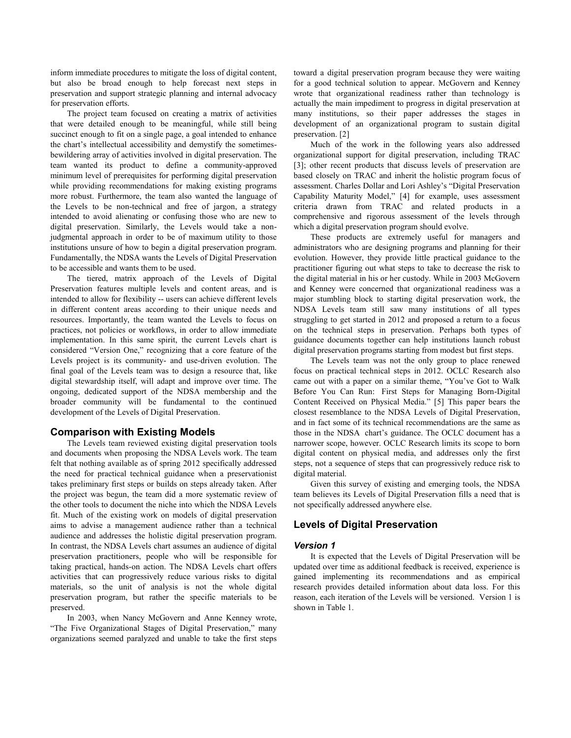inform immediate procedures to mitigate the loss of digital content, but also be broad enough to help forecast next steps in preservation and support strategic planning and internal advocacy for preservation efforts.

The project team focused on creating a matrix of activities that were detailed enough to be meaningful, while still being succinct enough to fit on a single page, a goal intended to enhance the chart's intellectual accessibility and demystify the sometimes-bewildering array of activities involved in digital preservation. The team wanted its product to define a community-approved minimum level of prerequisites for performing digital preservation while providing recommendations for making existing programs more robust. Furthermore, the team also wanted the language of the Levels to be non-technical and free of jargon, a strategy intended to avoid alienating or confusing those who are new to digital preservation. Similarly, the Levels would take a non-judgmental approach in order to be of maximum utility to those institutions unsure of how to begin a digital preservation program. Fundamentally, the NDSA wants the Levels of Digital Preservation to be accessible and wants them to be used.

The tiered, matrix approach of the Levels of Digital Preservation features multiple levels and content areas, and is intended to allow for flexibility -- users can achieve different levels in different content areas according to their unique needs and resources. Importantly, the team wanted the Levels to focus on practices, not policies or workflows, in order to allow immediate implementation. In this same spirit, the current Levels chart is considered "Version One," recognizing that a core feature of the Levels project is its community- and use-driven evolution. The final goal of the Levels team was to design a resource that, like digital stewardship itself, will adapt and improve over time. The ongoing, dedicated support of the NDSA membership and the broader community will be fundamental to the continued development of the Levels of Digital Preservation.

## Comparison with Existing Models

The Levels team reviewed existing digital preservation tools and documents when proposing the NDSA Levels work. The team felt that nothing available as of spring 2012 specifically addressed the need for practical technical guidance when a preservationist takes preliminary first steps or builds on steps already taken. After the project was begun, the team did a more systematic review of the other tools to document the niche into which the NDSA Levels fit. Much of the existing work on models of digital preservation aims to advise a management audience rather than a technical audience and addresses the holistic digital preservation program. In contrast, the NDSA Levels chart assumes an audience of digital preservation practitioners, people who will be responsible for taking practical, hands-on action. The NDSA Levels chart offers activities that can progressively reduce various risks to digital materials, so the unit of analysis is not the whole digital preservation program, but rather the specific materials to be preserved.

In 2003, when Nancy McGovern and Anne Kenney wrote, "The Five Organizational Stages of Digital Preservation," many organizations seemed paralyzed and unable to take the first steps toward a digital preservation program because they were waiting for a good technical solution to appear. McGovern and Kenney wrote that organizational readiness rather than technology is actually the main impediment to progress in digital preservation at many institutions, so their paper addresses the stages in development of an organizational program to sustain digital preservation. [2]

Much of the work in the following years also addressed organizational support for digital preservation, including TRAC [3]; other recent products that discuss levels of preservation are based closely on TRAC and inherit the holistic program focus of assessment. Charles Dollar and Lori Ashley's "Digital Preservation Capability Maturity Model," [4] for example, uses assessment criteria drawn from TRAC and related products in a comprehensive and rigorous assessment of the levels through which a digital preservation program should evolve.

These products are extremely useful for managers and administrators who are designing programs and planning for their evolution. However, they provide little practical guidance to the practitioner figuring out what steps to take to decrease the risk to the digital material in his or her custody. While in 2003 McGovern and Kenney were concerned that organizational readiness was a major stumbling block to starting digital preservation work, the NDSA Levels team still saw many institutions of all types struggling to get started in 2012 and proposed a return to a focus on the technical steps in preservation. Perhaps both types of guidance documents together can help institutions launch robust digital preservation programs starting from modest but first steps.

The Levels team was not the only group to place renewed focus on practical technical steps in 2012. OCLC Research also came out with a paper on a similar theme, "You've Got to Walk Before You Can Run: First Steps for Managing Born-Digital Content Received on Physical Media." [5] This paper bears the closest resemblance to the NDSA Levels of Digital Preservation, and in fact some of its technical recommendations are the same as those in the NDSA chart's guidance. The OCLC document has a narrower scope, however. OCLC Research limits its scope to born digital content on physical media, and addresses only the first steps, not a sequence of steps that can progressively reduce risk to digital material.

Given this survey of existing and emerging tools, the NDSA team believes its Levels of Digital Preservation fills a need that is not specifically addressed anywhere else.

## Levels of Digital Preservation

### *Version 1*

It is expected that the Levels of Digital Preservation will be updated over time as additional feedback is received, experience is gained implementing its recommendations and as empirical research provides detailed information about data loss. For this reason, each iteration of the Levels will be versioned. Version 1 is shown in Table 1.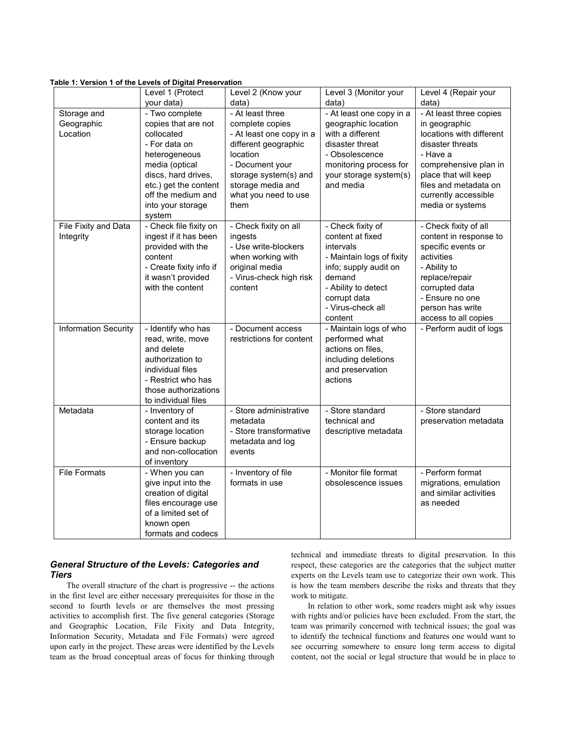**Table 1: Version 1 of the Levels of Digital Preservation**

| | Level 1 (Protect your data) | Level 2 (Know your data) | Level 3 (Monitor your data) | Level 4 (Repair your data) |
|---|---|---|---|---|
| Storage and Geographic Location | - Two complete copies that are not collocated<br>- For data on heterogeneous media (optical discs, hard drives, etc.) get the content off the medium and into your storage system | - At least three complete copies<br>- At least one copy in a different geographic location<br>- Document your storage system(s) and storage media and what you need to use them | - At least one copy in a geographic location with a different disaster threat<br>- Obsolescence monitoring process for your storage system(s) and media | - At least three copies in geographic locations with different disaster threats<br>- Have a comprehensive plan in place that will keep files and metadata on currently accessible media or systems |
| File Fixity and Data Integrity | - Check file fixity on ingest if it has been provided with the content<br>- Create fixity info if it wasn't provided with the content | - Check fixity on all ingests<br>- Use write-blockers when working with original media<br>- Virus-check high risk content | - Check fixity of content at fixed intervals<br>- Maintain logs of fixity info; supply audit on demand<br>- Ability to detect corrupt data<br>- Virus-check all content | - Check fixity of all content in response to specific events or activities<br>- Ability to replace/repair corrupted data<br>- Ensure no one person has write access to all copies |
| Information Security | - Identify who has read, write, move and delete authorization to individual files<br>- Restrict who has those authorizations to individual files | - Document access restrictions for content | - Maintain logs of who performed what actions on files, including deletions and preservation actions | - Perform audit of logs |
| Metadata | - Inventory of content and its storage location<br>- Ensure backup and non-collocation of inventory | - Store administrative metadata<br>- Store transformative metadata and log events | - Store standard technical and descriptive metadata | - Store standard preservation metadata |
| File Formats | - When you can give input into the creation of digital files encourage use of a limited set of known open formats and codecs | - Inventory of file formats in use | - Monitor file format obsolescence issues | - Perform format migrations, emulation and similar activities as needed |

### *General Structure of the Levels: Categories and Tiers*

The overall structure of the chart is progressive -- the actions in the first level are either necessary prerequisites for those in the second to fourth levels or are themselves the most pressing activities to accomplish first. The five general categories (Storage and Geographic Location, File Fixity and Data Integrity, Information Security, Metadata and File Formats) were agreed upon early in the project. These areas were identified by the Levels team as the broad conceptual areas of focus for thinking through technical and immediate threats to digital preservation. In this respect, these categories are the categories that the subject matter experts on the Levels team use to categorize their own work. This is how the team members describe the risks and threats that they work to mitigate.

In relation to other work, some readers might ask why issues with rights and/or policies have been excluded. From the start, the team was primarily concerned with technical issues; the goal was to identify the technical functions and features one would want to see occurring somewhere to ensure long term access to digital content, not the social or legal structure that would be in place to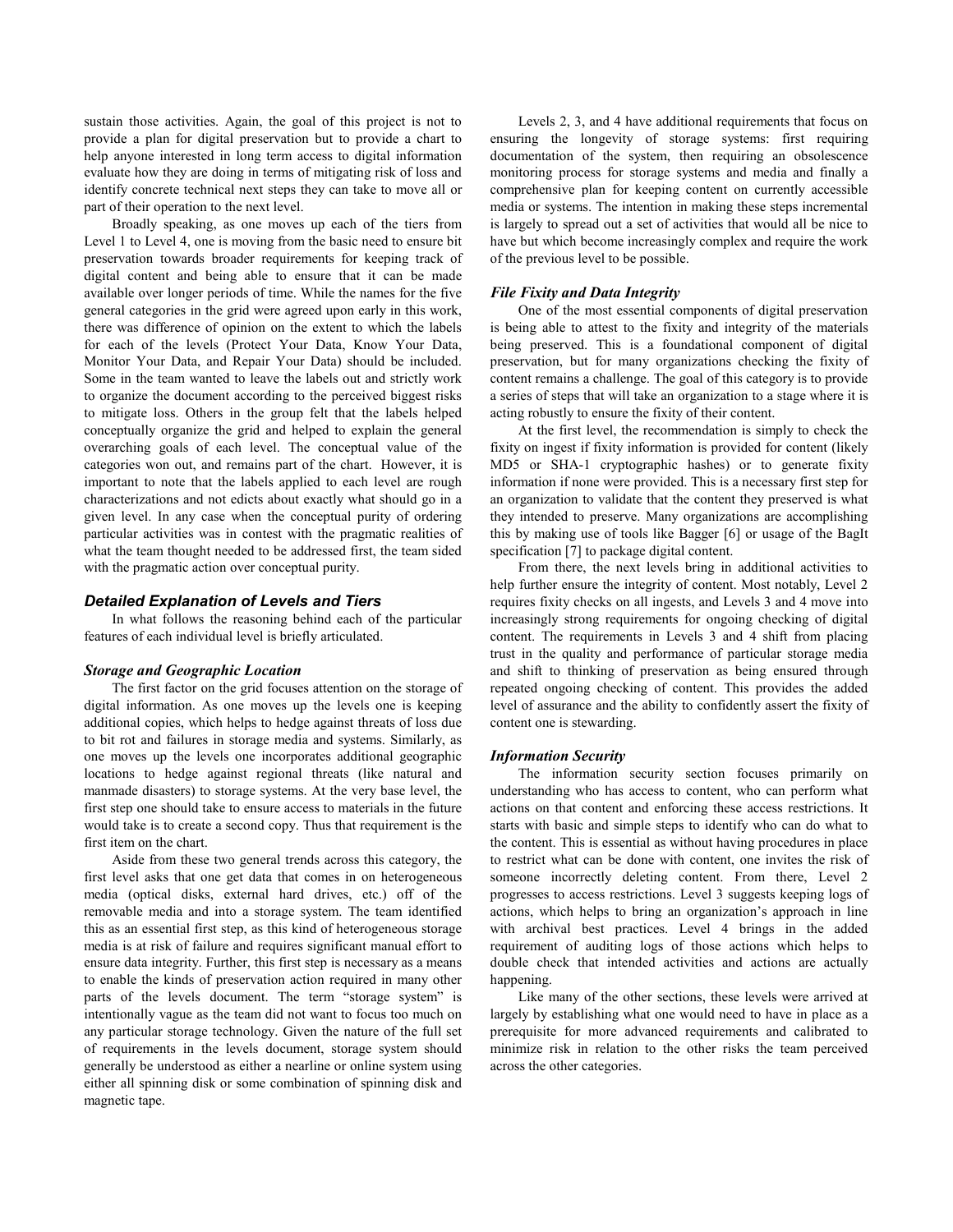sustain those activities. Again, the goal of this project is not to provide a plan for digital preservation but to provide a chart to help anyone interested in long term access to digital information evaluate how they are doing in terms of mitigating risk of loss and identify concrete technical next steps they can take to move all or part of their operation to the next level.

Broadly speaking, as one moves up each of the tiers from Level 1 to Level 4, one is moving from the basic need to ensure bit preservation towards broader requirements for keeping track of digital content and being able to ensure that it can be made available over longer periods of time. While the names for the five general categories in the grid were agreed upon early in this work, there was difference of opinion on the extent to which the labels for each of the levels (Protect Your Data, Know Your Data, Monitor Your Data, and Repair Your Data) should be included. Some in the team wanted to leave the labels out and strictly work to organize the document according to the perceived biggest risks to mitigate loss. Others in the group felt that the labels helped conceptually organize the grid and helped to explain the general overarching goals of each level. The conceptual value of the categories won out, and remains part of the chart. However, it is important to note that the labels applied to each level are rough characterizations and not edicts about exactly what should go in a given level. In any case when the conceptual purity of ordering particular activities was in contest with the pragmatic realities of what the team thought needed to be addressed first, the team sided with the pragmatic action over conceptual purity.

## Detailed Explanation of Levels and Tiers

In what follows the reasoning behind each of the particular features of each individual level is briefly articulated.

### Storage and Geographic Location

The first factor on the grid focuses attention on the storage of digital information. As one moves up the levels one is keeping additional copies, which helps to hedge against threats of loss due to bit rot and failures in storage media and systems. Similarly, as one moves up the levels one incorporates additional geographic locations to hedge against regional threats (like natural and manmade disasters) to storage systems. At the very base level, the first step one should take to ensure access to materials in the future would take is to create a second copy. Thus that requirement is the first item on the chart.

Aside from these two general trends across this category, the first level asks that one get data that comes in on heterogeneous media (optical disks, external hard drives, etc.) off of the removable media and into a storage system. The team identified this as an essential first step, as this kind of heterogeneous storage media is at risk of failure and requires significant manual effort to ensure data integrity. Further, this first step is necessary as a means to enable the kinds of preservation action required in many other parts of the levels document. The term "storage system" is intentionally vague as the team did not want to focus too much on any particular storage technology. Given the nature of the full set of requirements in the levels document, storage system should generally be understood as either a nearline or online system using either all spinning disk or some combination of spinning disk and magnetic tape.

Levels 2, 3, and 4 have additional requirements that focus on ensuring the longevity of storage systems: first requiring documentation of the system, then requiring an obsolescence monitoring process for storage systems and media and finally a comprehensive plan for keeping content on currently accessible media or systems. The intention in making these steps incremental is largely to spread out a set of activities that would all be nice to have but which become increasingly complex and require the work of the previous level to be possible.

### File Fixity and Data Integrity

One of the most essential components of digital preservation is being able to attest to the fixity and integrity of the materials being preserved. This is a foundational component of digital preservation, but for many organizations checking the fixity of content remains a challenge. The goal of this category is to provide a series of steps that will take an organization to a stage where it is acting robustly to ensure the fixity of their content.

At the first level, the recommendation is simply to check the fixity on ingest if fixity information is provided for content (likely MD5 or SHA-1 cryptographic hashes) or to generate fixity information if none were provided. This is a necessary first step for an organization to validate that the content they preserved is what they intended to preserve. Many organizations are accomplishing this by making use of tools like Bagger [6] or usage of the BagIt specification [7] to package digital content.

From there, the next levels bring in additional activities to help further ensure the integrity of content. Most notably, Level 2 requires fixity checks on all ingests, and Levels 3 and 4 move into increasingly strong requirements for ongoing checking of digital content. The requirements in Levels 3 and 4 shift from placing trust in the quality and performance of particular storage media and shift to thinking of preservation as being ensured through repeated ongoing checking of content. This provides the added level of assurance and the ability to confidently assert the fixity of content one is stewarding.

### Information Security

The information security section focuses primarily on understanding who has access to content, who can perform what actions on that content and enforcing these access restrictions. It starts with basic and simple steps to identify who can do what to the content. This is essential as without having procedures in place to restrict what can be done with content, one invites the risk of someone incorrectly deleting content. From there, Level 2 progresses to access restrictions. Level 3 suggests keeping logs of actions, which helps to bring an organization's approach in line with archival best practices. Level 4 brings in the added requirement of auditing logs of those actions which helps to double check that intended activities and actions are actually happening.

Like many of the other sections, these levels were arrived at largely by establishing what one would need to have in place as a prerequisite for more advanced requirements and calibrated to minimize risk in relation to the other risks the team perceived across the other categories.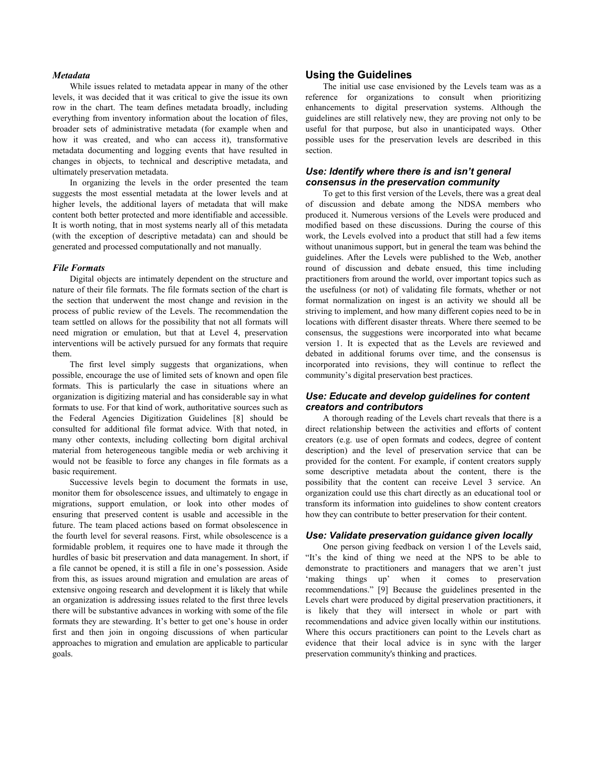### *Metadata*

While issues related to metadata appear in many of the other levels, it was decided that it was critical to give the issue its own row in the chart. The team defines metadata broadly, including everything from inventory information about the location of files, broader sets of administrative metadata (for example when and how it was created, and who can access it), transformative metadata documenting and logging events that have resulted in changes in objects, to technical and descriptive metadata, and ultimately preservation metadata.

In organizing the levels in the order presented the team suggests the most essential metadata at the lower levels and at higher levels, the additional layers of metadata that will make content both better protected and more identifiable and accessible. It is worth noting, that in most systems nearly all of this metadata (with the exception of descriptive metadata) can and should be generated and processed computationally and not manually.

### *File Formats*

Digital objects are intimately dependent on the structure and nature of their file formats. The file formats section of the chart is the section that underwent the most change and revision in the process of public review of the Levels. The recommendation the team settled on allows for the possibility that not all formats will need migration or emulation, but that at Level 4, preservation interventions will be actively pursued for any formats that require them.

The first level simply suggests that organizations, when possible, encourage the use of limited sets of known and open file formats. This is particularly the case in situations where an organization is digitizing material and has considerable say in what formats to use. For that kind of work, authoritative sources such as the Federal Agencies Digitization Guidelines [8] should be consulted for additional file format advice. With that noted, in many other contexts, including collecting born digital archival material from heterogeneous tangible media or web archiving it would not be feasible to force any changes in file formats as a basic requirement.

Successive levels begin to document the formats in use, monitor them for obsolescence issues, and ultimately to engage in migrations, support emulation, or look into other modes of ensuring that preserved content is usable and accessible in the future. The team placed actions based on format obsolescence in the fourth level for several reasons. First, while obsolescence is a formidable problem, it requires one to have made it through the hurdles of basic bit preservation and data management. In short, if a file cannot be opened, it is still a file in one's possession. Aside from this, as issues around migration and emulation are areas of extensive ongoing research and development it is likely that while an organization is addressing issues related to the first three levels there will be substantive advances in working with some of the file formats they are stewarding. It's better to get one's house in order first and then join in ongoing discussions of when particular approaches to migration and emulation are applicable to particular goals.

## Using the Guidelines

The initial use case envisioned by the Levels team was as a reference for organizations to consult when prioritizing enhancements to digital preservation systems. Although the guidelines are still relatively new, they are proving not only to be useful for that purpose, but also in unanticipated ways. Other possible uses for the preservation levels are described in this section.

### *Use: Identify where there is and isn't general consensus in the preservation community*

To get to this first version of the Levels, there was a great deal of discussion and debate among the NDSA members who produced it. Numerous versions of the Levels were produced and modified based on these discussions. During the course of this work, the Levels evolved into a product that still had a few items without unanimous support, but in general the team was behind the guidelines. After the Levels were published to the Web, another round of discussion and debate ensued, this time including practitioners from around the world, over important topics such as the usefulness (or not) of validating file formats, whether or not format normalization on ingest is an activity we should all be striving to implement, and how many different copies need to be in locations with different disaster threats. Where there seemed to be consensus, the suggestions were incorporated into what became version 1. It is expected that as the Levels are reviewed and debated in additional forums over time, and the consensus is incorporated into revisions, they will continue to reflect the community's digital preservation best practices.

### *Use: Educate and develop guidelines for content creators and contributors*

A thorough reading of the Levels chart reveals that there is a direct relationship between the activities and efforts of content creators (e.g. use of open formats and codecs, degree of content description) and the level of preservation service that can be provided for the content. For example, if content creators supply some descriptive metadata about the content, there is the possibility that the content can receive Level 3 service. An organization could use this chart directly as an educational tool or transform its information into guidelines to show content creators how they can contribute to better preservation for their content.

### *Use: Validate preservation guidance given locally*

One person giving feedback on version 1 of the Levels said, "It's the kind of thing we need at the NPS to be able to demonstrate to practitioners and managers that we aren't just 'making things up' when it comes to preservation recommendations." [9] Because the guidelines presented in the Levels chart were produced by digital preservation practitioners, it is likely that they will intersect in whole or part with recommendations and advice given locally within our institutions. Where this occurs practitioners can point to the Levels chart as evidence that their local advice is in sync with the larger preservation community's thinking and practices.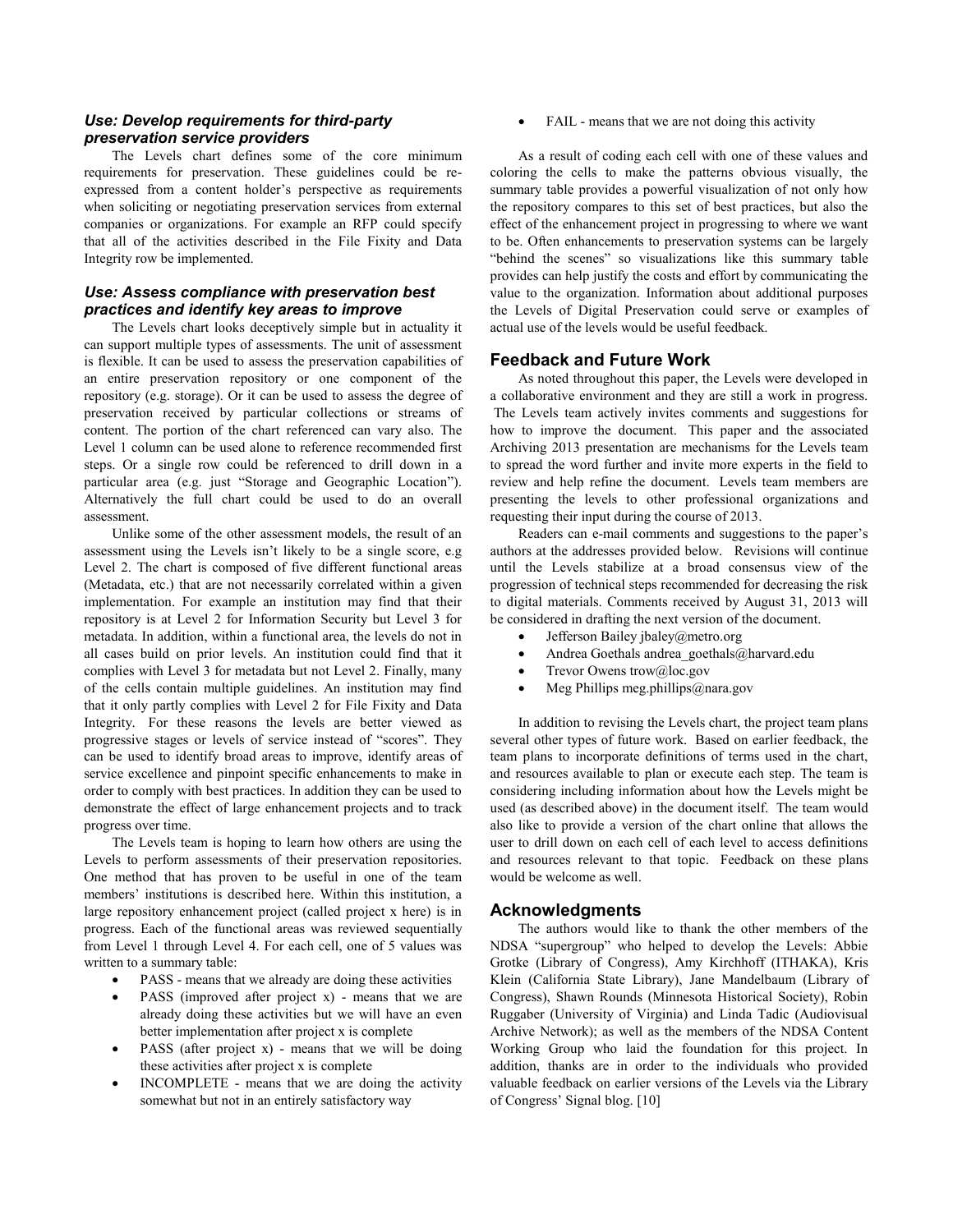### *Use: Develop requirements for third-party preservation service providers*

The Levels chart defines some of the core minimum requirements for preservation. These guidelines could be re-expressed from a content holder's perspective as requirements when soliciting or negotiating preservation services from external companies or organizations. For example an RFP could specify that all of the activities described in the File Fixity and Data Integrity row be implemented.

### *Use: Assess compliance with preservation best practices and identify key areas to improve*

The Levels chart looks deceptively simple but in actuality it can support multiple types of assessments. The unit of assessment is flexible. It can be used to assess the preservation capabilities of an entire preservation repository or one component of the repository (e.g. storage). Or it can be used to assess the degree of preservation received by particular collections or streams of content. The portion of the chart referenced can vary also. The Level 1 column can be used alone to reference recommended first steps. Or a single row could be referenced to drill down in a particular area (e.g. just "Storage and Geographic Location"). Alternatively the full chart could be used to do an overall assessment.

Unlike some of the other assessment models, the result of an assessment using the Levels isn't likely to be a single score, e.g Level 2. The chart is composed of five different functional areas (Metadata, etc.) that are not necessarily correlated within a given implementation. For example, an institution may find that their repository is at Level 2 for Information Security but Level 3 for metadata. In addition, within a functional area, the levels do not in all cases build on prior levels. An institution could find that it complies with Level 3 for metadata but not Level 2. Finally, many of the cells contain multiple guidelines. An institution may find that it only partly complies with Level 2 for File Fixity and Data Integrity. For these reasons the levels are better viewed as progressive stages or levels of service instead of "scores". They can be used to identify broad areas to improve, identify areas of service excellence and pinpoint specific enhancements to make in order to comply with best practices. In addition they can be used to demonstrate the effect of large enhancement projects and to track progress over time.

The Levels team is hoping to learn how others are using the Levels to perform assessments of their preservation repositories. One method that has proven to be useful in one of the team members' institutions is described here. Within this institution, a large repository enhancement project (called project x here) is in progress. Each of the functional areas was reviewed sequentially from Level 1 through Level 4. For each cell, one of 5 values was written to a summary table:

- PASS - means that we already are doing these activities
- PASS (improved after project x) - means that we are already doing these activities but we will have an even better implementation after project x is complete
- PASS (after project x) - means that we will be doing these activities after project x is complete
- INCOMPLETE - means that we are doing the activity somewhat but not in an entirely satisfactory way
- FAIL - means that we are not doing this activity

As a result of coding each cell with one of these values and coloring the cells to make the patterns obvious visually, the summary table provides a powerful visualization of not only how the repository compares to this set of best practices, but also the effect of the enhancement project in progressing to where we want to be. Often enhancements to preservation systems can be largely "behind the scenes" so visualizations like this summary table provides can help justify the costs and effort by communicating the value to the organization. Information about additional purposes the Levels of Digital Preservation could serve or examples of actual use of the levels would be useful feedback.

## Feedback and Future Work

As noted throughout this paper, the Levels were developed in a collaborative environment and they are still a work in progress. The Levels team actively invites comments and suggestions for how to improve the document. This paper and the associated Archiving 2013 presentation are mechanisms for the Levels team to spread the word further and invite more experts in the field to review and help refine the document. Levels team members are presenting the levels to other professional organizations and requesting their input during the course of 2013.

Readers can e-mail comments and suggestions to the paper's authors at the addresses provided below. Revisions will continue until the Levels stabilize at a broad consensus view of the progression of technical steps recommended for decreasing the risk to digital materials. Comments received by August 31, 2013 will be considered in drafting the next version of the document.

- Jefferson Bailey jbaley@metro.org
- Andrea Goethals andrea_goethals@harvard.edu
- Trevor Owens trow@loc.gov
- Meg Phillips meg.phillips@nara.gov

In addition to revising the Levels chart, the project team plans several other types of future work. Based on earlier feedback, the team plans to incorporate definitions of terms used in the chart, and resources available to plan or execute each step. The team is considering including information about how the Levels might be used (as described above) in the document itself. The team would also like to provide a version of the chart online that allows the user to drill down on each cell of each level to access definitions and resources relevant to that topic. Feedback on these plans would be welcome as well.

## Acknowledgments

The authors would like to thank the other members of the NDSA "supergroup" who helped to develop the Levels: Abbie Grotke (Library of Congress), Amy Kirchhoff (ITHAKA), Kris Klein (California State Library), Jane Mandelbaum (Library of Congress), Shawn Rounds (Minnesota Historical Society), Robin Ruggaber (University of Virginia) and Linda Tadic (Audiovisual Archive Network); as well as the members of the NDSA Content Working Group who laid the foundation for this project. In addition, thanks are in order to the individuals who provided valuable feedback on earlier versions of the Levels via the Library of Congress' Signal blog. [10]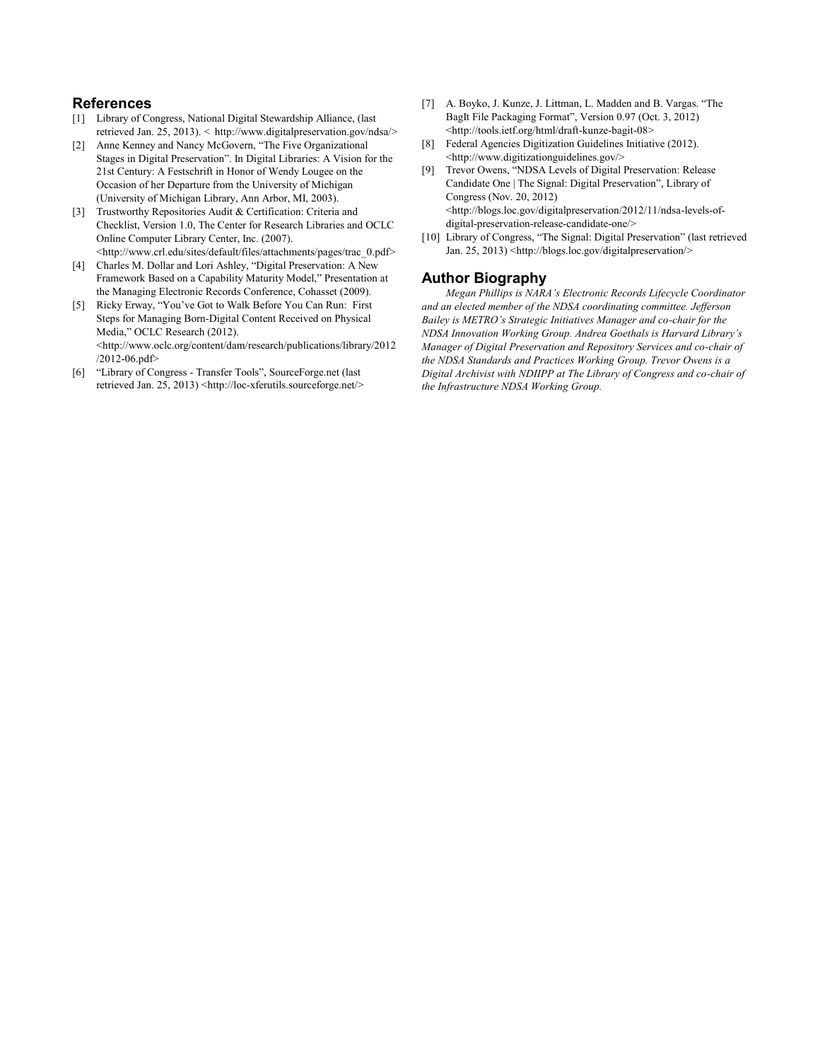## References

[1] Library of Congress, National Digital Stewardship Alliance, (last retrieved Jan. 25, 2013). < http://www.digitalpreservation.gov/ndsa/>

[2] Anne Kenney and Nancy McGovern, "The Five Organizational Stages in Digital Preservation". In Digital Libraries: A Vision for the 21st Century: A Festschrift in Honor of Wendy Lougee on the Occasion of her Departure from the University of Michigan (University of Michigan Library, Ann Arbor, MI, 2003).

[3] Trustworthy Repositories Audit & Certification: Criteria and Checklist, Version 1.0, The Center for Research Libraries and OCLC Online Computer Library Center, Inc. (2007). <http://www.crl.edu/sites/default/files/attachments/pages/trac_0.pdf>

[4] Charles M. Dollar and Lori Ashley, "Digital Preservation: A New Framework Based on a Capability Maturity Model," Presentation at the Managing Electronic Records Conference, Cohasset (2009).

[5] Ricky Erway, "You've Got to Walk Before You Can Run: First Steps for Managing Born-Digital Content Received on Physical Media," OCLC Research (2012). <http://www.oclc.org/content/dam/research/publications/library/2012/2012-06.pdf>

[6] "Library of Congress - Transfer Tools", SourceForge.net (last retrieved Jan. 25, 2013) <http://loc-xferutils.sourceforge.net/>

[7] A. Boyko, J. Kunze, J. Littman, L. Madden and B. Vargas. "The BagIt File Packaging Format", Version 0.97 (Oct. 3, 2012) <http://tools.ietf.org/html/draft-kunze-bagit-08>

[8] Federal Agencies Digitization Guidelines Initiative (2012). <http://www.digitizationguidelines.gov/>

[9] Trevor Owens, "NDSA Levels of Digital Preservation: Release Candidate One | The Signal: Digital Preservation", Library of Congress (Nov. 20, 2012) <http://blogs.loc.gov/digitalpreservation/2012/11/ndsa-levels-of-digital-preservation-release-candidate-one/>

[10] Library of Congress, "The Signal: Digital Preservation" (last retrieved Jan. 25, 2013) <http://blogs.loc.gov/digitalpreservation/>

## Author Biography

*Megan Phillips is NARA's Electronic Records Lifecycle Coordinator and an elected member of the NDSA coordinating committee. Jefferson Bailey is METRO's Strategic Initiatives Manager and co-chair for the NDSA Innovation Working Group. Andrea Goethals is Harvard Library's Manager of Digital Preservation and Repository Services and co-chair of the NDSA Standards and Practices Working Group. Trevor Owens is a Digital Archivist with NDIIPP at The Library of Congress and co-chair of the Infrastructure NDSA Working Group.*